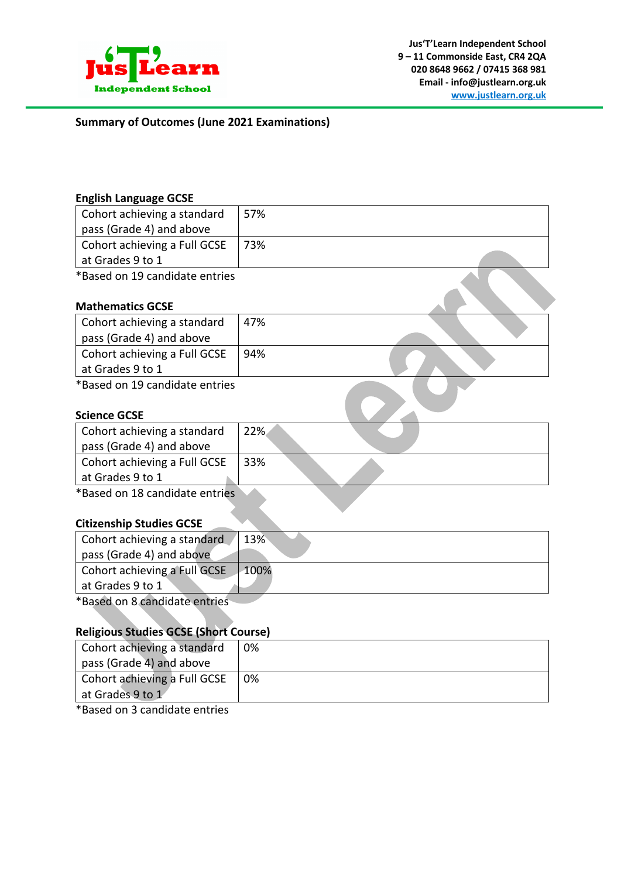Jus'T'Learn Independent School
9 – 11 Commonside East, CR4 2QA
020 8648 9662 / 07415 368 981
Email - info@justlearn.org.uk
www.justlearn.org.uk

## Summary of Outcomes (June 2021 Examinations)

### English Language GCSE

| | |
|---|---|
| Cohort achieving a standard pass (Grade 4) and above | 57% |
| Cohort achieving a Full GCSE at Grades 9 to 1 | 73% |

*Based on 19 candidate entries

### Mathematics GCSE

| | |
|---|---|
| Cohort achieving a standard pass (Grade 4) and above | 47% |
| Cohort achieving a Full GCSE at Grades 9 to 1 | 94% |

*Based on 19 candidate entries

### Science GCSE

| | |
|---|---|
| Cohort achieving a standard pass (Grade 4) and above | 22% |
| Cohort achieving a Full GCSE at Grades 9 to 1 | 33% |

*Based on 18 candidate entries

### Citizenship Studies GCSE

| | |
|---|---|
| Cohort achieving a standard pass (Grade 4) and above | 13% |
| Cohort achieving a Full GCSE at Grades 9 to 1 | 100% |

*Based on 8 candidate entries

### Religious Studies GCSE (Short Course)

| | |
|---|---|
| Cohort achieving a standard pass (Grade 4) and above | 0% |
| Cohort achieving a Full GCSE at Grades 9 to 1 | 0% |

*Based on 3 candidate entries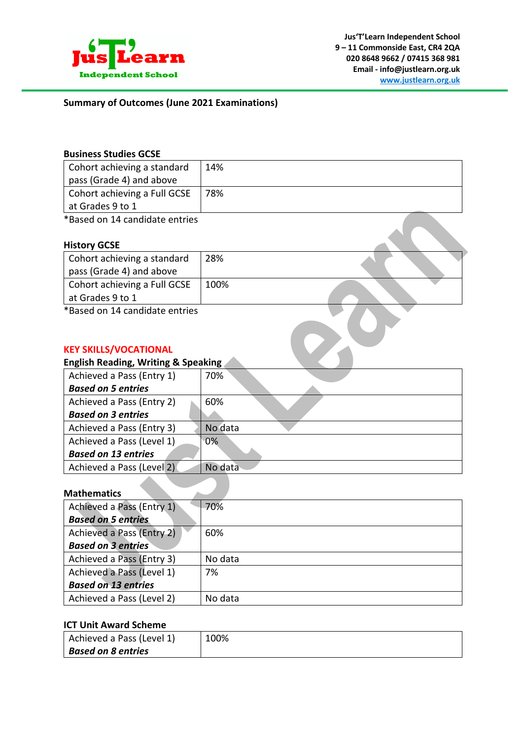Jus'T'Learn Independent School
9 – 11 Commonside East, CR4 2QA
020 8648 9662 / 07415 368 981
Email - info@justlearn.org.uk
www.justlearn.org.uk

**Summary of Outcomes (June 2021 Examinations)**

**Business Studies GCSE**

| | |
|---|---|
| Cohort achieving a standard pass (Grade 4) and above | 14% |
| Cohort achieving a Full GCSE at Grades 9 to 1 | 78% |

*Based on 14 candidate entries

**History GCSE**

| | |
|---|---|
| Cohort achieving a standard pass (Grade 4) and above | 28% |
| Cohort achieving a Full GCSE at Grades 9 to 1 | 100% |

*Based on 14 candidate entries

**KEY SKILLS/VOCATIONAL**

**English Reading, Writing & Speaking**

| | |
|---|---|
| Achieved a Pass (Entry 1) ***Based on 5 entries*** | 70% |
| Achieved a Pass (Entry 2) ***Based on 3 entries*** | 60% |
| Achieved a Pass (Entry 3) | No data |
| Achieved a Pass (Level 1) ***Based on 13 entries*** | 0% |
| Achieved a Pass (Level 2) | No data |

**Mathematics**

| | |
|---|---|
| Achieved a Pass (Entry 1) ***Based on 5 entries*** | 70% |
| Achieved a Pass (Entry 2) ***Based on 3 entries*** | 60% |
| Achieved a Pass (Entry 3) | No data |
| Achieved a Pass (Level 1) ***Based on 13 entries*** | 7% |
| Achieved a Pass (Level 2) | No data |

**ICT Unit Award Scheme**

| | |
|---|---|
| Achieved a Pass (Level 1) ***Based on 8 entries*** | 100% |